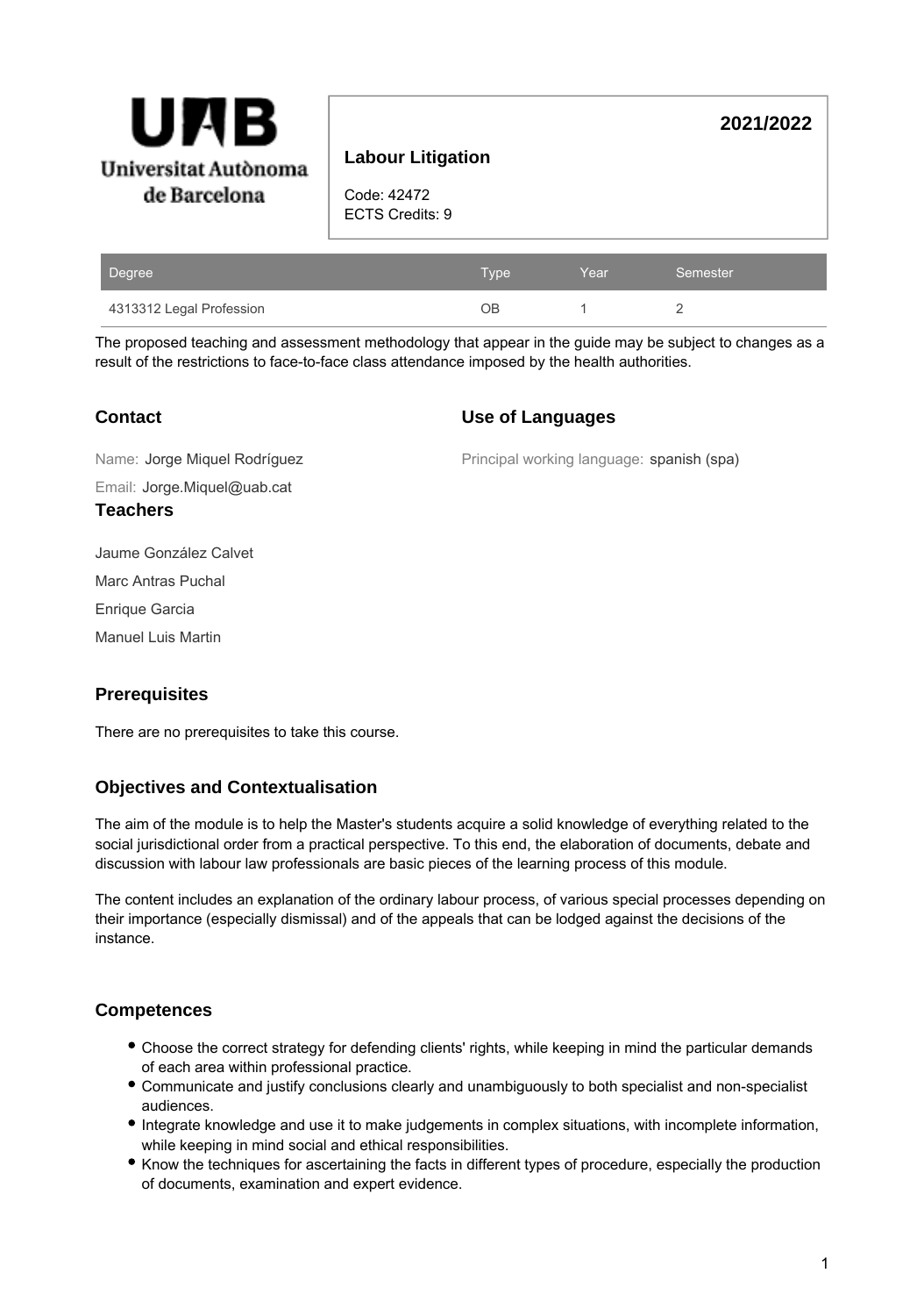UAB Universitat Autònoma de Barcelona

# Labour Litigation

**2021/2022**

Code: 42472
ECTS Credits: 9

| Degree | Type | Year | Semester |
| --- | --- | --- | --- |
| 4313312 Legal Profession | OB | 1 | 2 |

The proposed teaching and assessment methodology that appear in the guide may be subject to changes as a result of the restrictions to face-to-face class attendance imposed by the health authorities.

## Contact

Name: Jorge Miquel Rodríguez

Email: Jorge.Miquel@uab.cat

## Use of Languages

Principal working language: spanish (spa)

## Teachers

Jaume González Calvet

Marc Antras Puchal

Enrique Garcia

Manuel Luis Martin

## Prerequisites

There are no prerequisites to take this course.

## Objectives and Contextualisation

The aim of the module is to help the Master's students acquire a solid knowledge of everything related to the social jurisdictional order from a practical perspective. To this end, the elaboration of documents, debate and discussion with labour law professionals are basic pieces of the learning process of this module.

The content includes an explanation of the ordinary labour process, of various special processes depending on their importance (especially dismissal) and of the appeals that can be lodged against the decisions of the instance.

## Competences

- Choose the correct strategy for defending clients' rights, while keeping in mind the particular demands of each area within professional practice.
- Communicate and justify conclusions clearly and unambiguously to both specialist and non-specialist audiences.
- Integrate knowledge and use it to make judgements in complex situations, with incomplete information, while keeping in mind social and ethical responsibilities.
- Know the techniques for ascertaining the facts in different types of procedure, especially the production of documents, examination and expert evidence.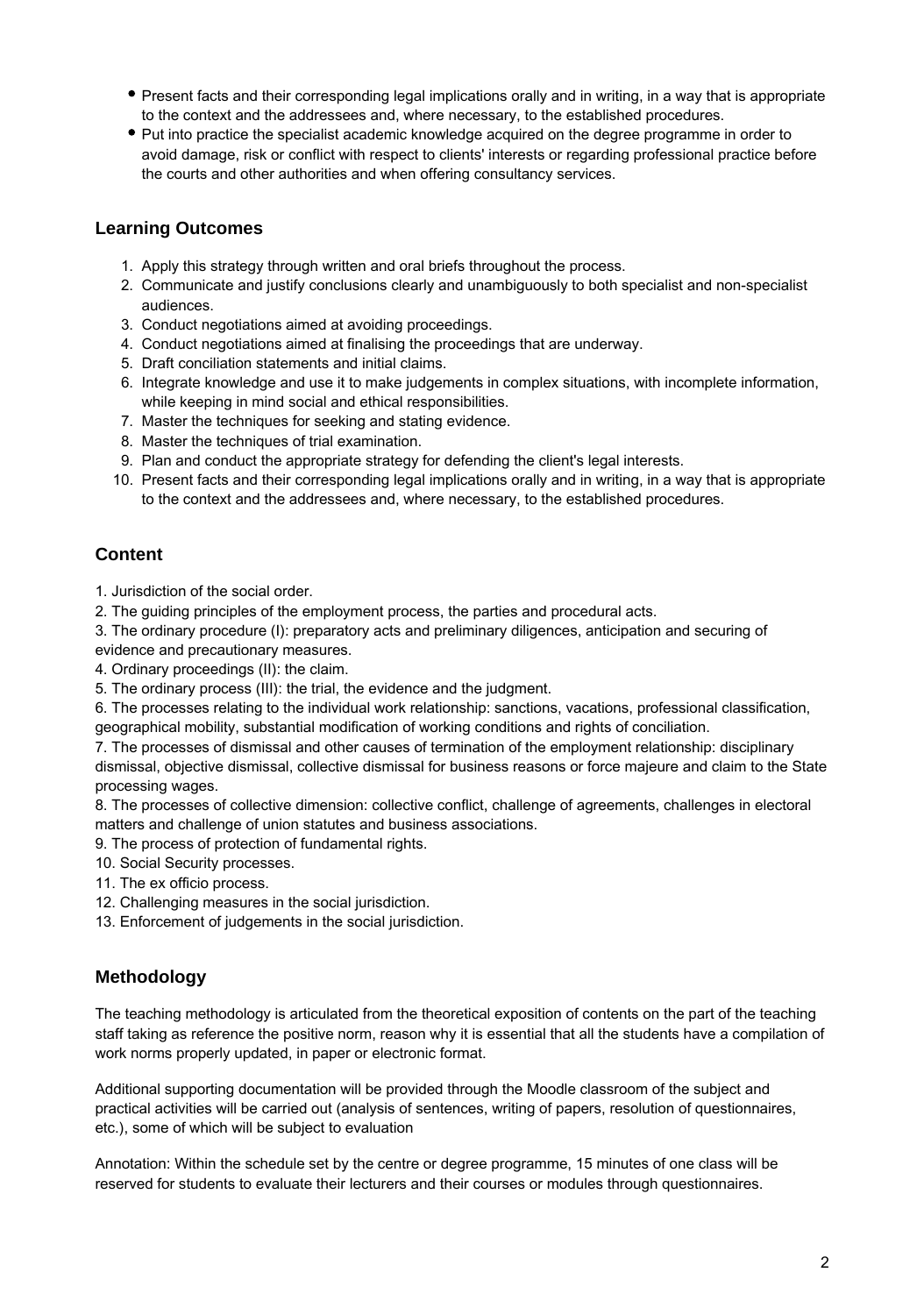- Present facts and their corresponding legal implications orally and in writing, in a way that is appropriate to the context and the addressees and, where necessary, to the established procedures.
- Put into practice the specialist academic knowledge acquired on the degree programme in order to avoid damage, risk or conflict with respect to clients' interests or regarding professional practice before the courts and other authorities and when offering consultancy services.

## Learning Outcomes

1. Apply this strategy through written and oral briefs throughout the process.
2. Communicate and justify conclusions clearly and unambiguously to both specialist and non-specialist audiences.
3. Conduct negotiations aimed at avoiding proceedings.
4. Conduct negotiations aimed at finalising the proceedings that are underway.
5. Draft conciliation statements and initial claims.
6. Integrate knowledge and use it to make judgements in complex situations, with incomplete information, while keeping in mind social and ethical responsibilities.
7. Master the techniques for seeking and stating evidence.
8. Master the techniques of trial examination.
9. Plan and conduct the appropriate strategy for defending the client's legal interests.
10. Present facts and their corresponding legal implications orally and in writing, in a way that is appropriate to the context and the addressees and, where necessary, to the established procedures.

## Content

1. Jurisdiction of the social order.
2. The guiding principles of the employment process, the parties and procedural acts.
3. The ordinary procedure (I): preparatory acts and preliminary diligences, anticipation and securing of evidence and precautionary measures.
4. Ordinary proceedings (II): the claim.
5. The ordinary process (III): the trial, the evidence and the judgment.
6. The processes relating to the individual work relationship: sanctions, vacations, professional classification, geographical mobility, substantial modification of working conditions and rights of conciliation.
7. The processes of dismissal and other causes of termination of the employment relationship: disciplinary dismissal, objective dismissal, collective dismissal for business reasons or force majeure and claim to the State processing wages.
8. The processes of collective dimension: collective conflict, challenge of agreements, challenges in electoral matters and challenge of union statutes and business associations.
9. The process of protection of fundamental rights.
10. Social Security processes.
11. The ex officio process.
12. Challenging measures in the social jurisdiction.
13. Enforcement of judgements in the social jurisdiction.

## Methodology

The teaching methodology is articulated from the theoretical exposition of contents on the part of the teaching staff taking as reference the positive norm, reason why it is essential that all the students have a compilation of work norms properly updated, in paper or electronic format.

Additional supporting documentation will be provided through the Moodle classroom of the subject and practical activities will be carried out (analysis of sentences, writing of papers, resolution of questionnaires, etc.), some of which will be subject to evaluation

Annotation: Within the schedule set by the centre or degree programme, 15 minutes of one class will be reserved for students to evaluate their lecturers and their courses or modules through questionnaires.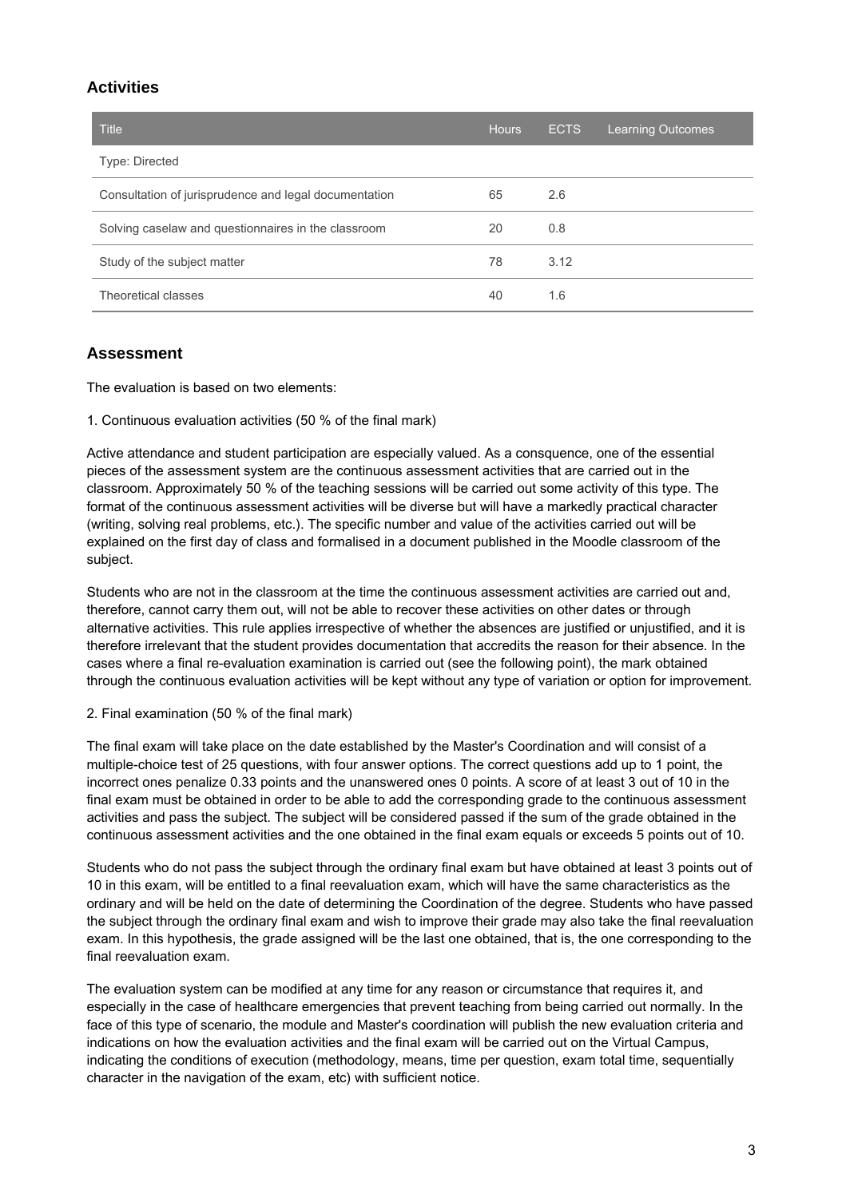## Activities

| Title | Hours | ECTS | Learning Outcomes |
|---|---|---|---|
| Type: Directed | | | |
| Consultation of jurisprudence and legal documentation | 65 | 2.6 | |
| Solving caselaw and questionnaires in the classroom | 20 | 0.8 | |
| Study of the subject matter | 78 | 3.12 | |
| Theoretical classes | 40 | 1.6 | |

## Assessment

The evaluation is based on two elements:

1. Continuous evaluation activities (50 % of the final mark)

Active attendance and student participation are especially valued. As a consquence, one of the essential pieces of the assessment system are the continuous assessment activities that are carried out in the classroom. Approximately 50 % of the teaching sessions will be carried out some activity of this type. The format of the continuous assessment activities will be diverse but will have a markedly practical character (writing, solving real problems, etc.). The specific number and value of the activities carried out will be explained on the first day of class and formalised in a document published in the Moodle classroom of the subject.

Students who are not in the classroom at the time the continuous assessment activities are carried out and, therefore, cannot carry them out, will not be able to recover these activities on other dates or through alternative activities. This rule applies irrespective of whether the absences are justified or unjustified, and it is therefore irrelevant that the student provides documentation that accredits the reason for their absence. In the cases where a final re-evaluation examination is carried out (see the following point), the mark obtained through the continuous evaluation activities will be kept without any type of variation or option for improvement.

2. Final examination (50 % of the final mark)

The final exam will take place on the date established by the Master's Coordination and will consist of a multiple-choice test of 25 questions, with four answer options. The correct questions add up to 1 point, the incorrect ones penalize 0.33 points and the unanswered ones 0 points. A score of at least 3 out of 10 in the final exam must be obtained in order to be able to add the corresponding grade to the continuous assessment activities and pass the subject. The subject will be considered passed if the sum of the grade obtained in the continuous assessment activities and the one obtained in the final exam equals or exceeds 5 points out of 10.

Students who do not pass the subject through the ordinary final exam but have obtained at least 3 points out of 10 in this exam, will be entitled to a final reevaluation exam, which will have the same characteristics as the ordinary and will be held on the date of determining the Coordination of the degree. Students who have passed the subject through the ordinary final exam and wish to improve their grade may also take the final reevaluation exam. In this hypothesis, the grade assigned will be the last one obtained, that is, the one corresponding to the final reevaluation exam.

The evaluation system can be modified at any time for any reason or circumstance that requires it, and especially in the case of healthcare emergencies that prevent teaching from being carried out normally. In the face of this type of scenario, the module and Master's coordination will publish the new evaluation criteria and indications on how the evaluation activities and the final exam will be carried out on the Virtual Campus, indicating the conditions of execution (methodology, means, time per question, exam total time, sequentially character in the navigation of the exam, etc) with sufficient notice.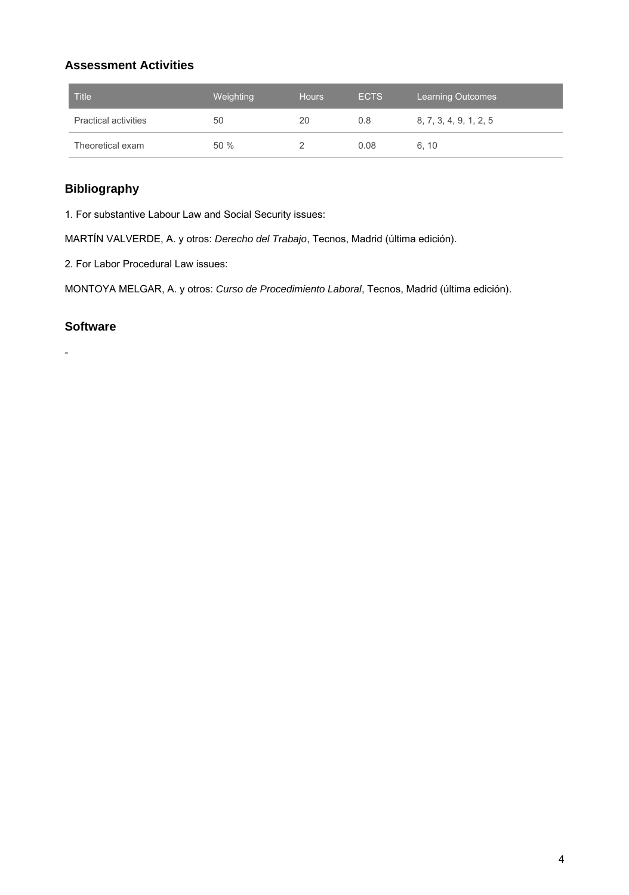## Assessment Activities

| Title | Weighting | Hours | ECTS | Learning Outcomes |
| --- | --- | --- | --- | --- |
| Practical activities | 50 | 20 | 0.8 | 8, 7, 3, 4, 9, 1, 2, 5 |
| Theoretical exam | 50 % | 2 | 0.08 | 6, 10 |

## Bibliography

1. For substantive Labour Law and Social Security issues:

MARTÍN VALVERDE, A. y otros: *Derecho del Trabajo*, Tecnos, Madrid (última edición).

2. For Labor Procedural Law issues:

MONTOYA MELGAR, A. y otros: *Curso de Procedimiento Laboral*, Tecnos, Madrid (última edición).

## Software

-